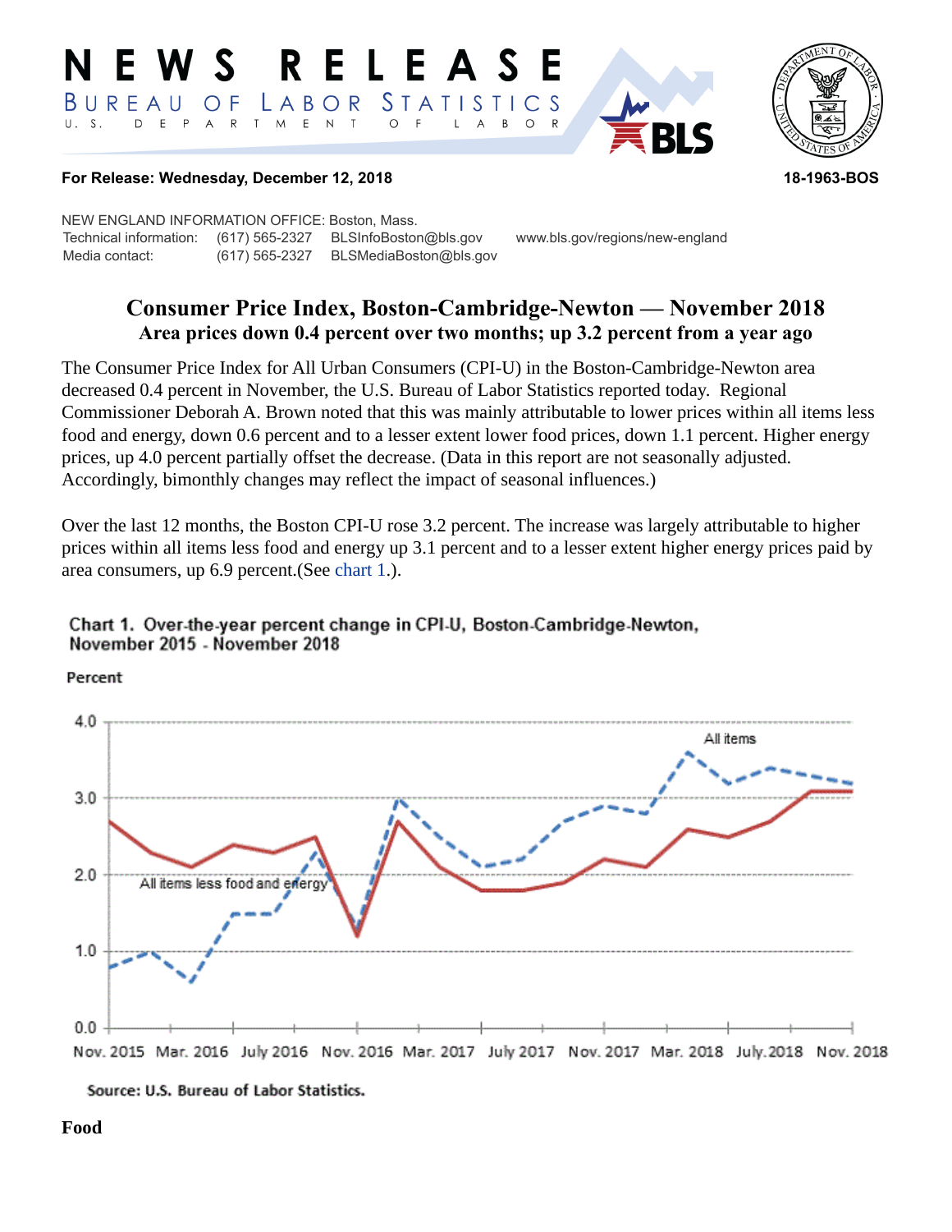# NEWS RELEASE

BUREAU OF LABOR STATISTICS

U. S. DEPARTMENT OF LABOR

**For Release: Wednesday, December 12, 2018** **18-1963-BOS**

NEW ENGLAND INFORMATION OFFICE: Boston, Mass.

Technical information: (617) 565-2327 BLSInfoBoston@bls.gov www.bls.gov/regions/new-england

Media contact: (617) 565-2327 BLSMediaBoston@bls.gov

## Consumer Price Index, Boston-Cambridge-Newton — November 2018

### Area prices down 0.4 percent over two months; up 3.2 percent from a year ago

The Consumer Price Index for All Urban Consumers (CPI-U) in the Boston-Cambridge-Newton area decreased 0.4 percent in November, the U.S. Bureau of Labor Statistics reported today. Regional Commissioner Deborah A. Brown noted that this was mainly attributable to lower prices within all items less food and energy, down 0.6 percent and to a lesser extent lower food prices, down 1.1 percent. Higher energy prices, up 4.0 percent partially offset the decrease. (Data in this report are not seasonally adjusted. Accordingly, bimonthly changes may reflect the impact of seasonal influences.)

Over the last 12 months, the Boston CPI-U rose 3.2 percent. The increase was largely attributable to higher prices within all items less food and energy up 3.1 percent and to a lesser extent higher energy prices paid by area consumers, up 6.9 percent.(See chart 1.).

Chart 1. Over-the-year percent change in CPI-U, Boston-Cambridge-Newton, November 2015 - November 2018

Percent

4.0
3.0
2.0
1.0
0.0

All items

All items less food and energy

Nov. 2015 Mar. 2016 July 2016 Nov. 2016 Mar. 2017 July 2017 Nov. 2017 Mar. 2018 July 2018 Nov. 2018

Source: U.S. Bureau of Labor Statistics.

**Food**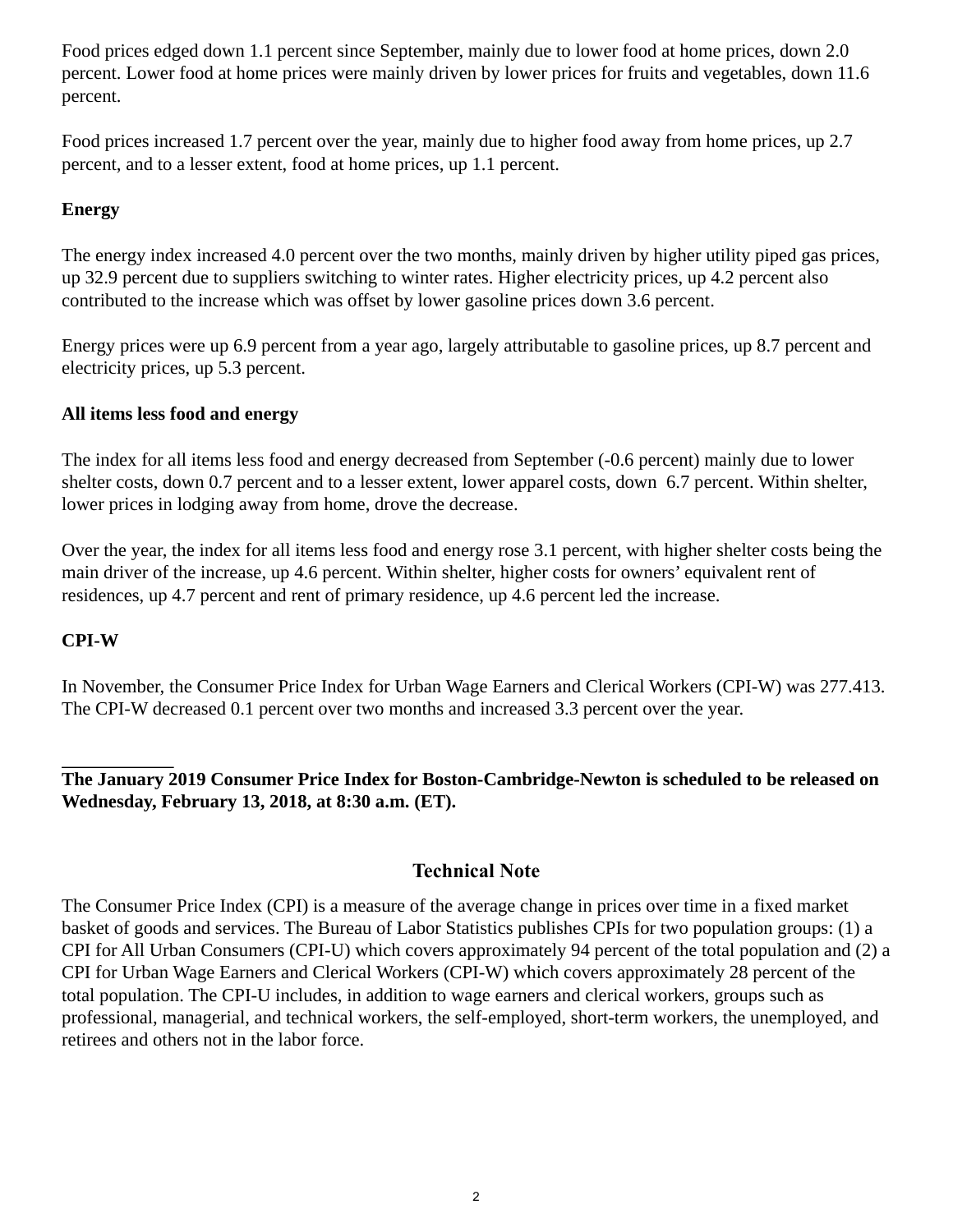Food prices edged down 1.1 percent since September, mainly due to lower food at home prices, down 2.0 percent. Lower food at home prices were mainly driven by lower prices for fruits and vegetables, down 11.6 percent.

Food prices increased 1.7 percent over the year, mainly due to higher food away from home prices, up 2.7 percent, and to a lesser extent, food at home prices, up 1.1 percent.

**Energy**

The energy index increased 4.0 percent over the two months, mainly driven by higher utility piped gas prices, up 32.9 percent due to suppliers switching to winter rates. Higher electricity prices, up 4.2 percent also contributed to the increase which was offset by lower gasoline prices down 3.6 percent.

Energy prices were up 6.9 percent from a year ago, largely attributable to gasoline prices, up 8.7 percent and electricity prices, up 5.3 percent.

**All items less food and energy**

The index for all items less food and energy decreased from September (-0.6 percent) mainly due to lower shelter costs, down 0.7 percent and to a lesser extent, lower apparel costs, down 6.7 percent. Within shelter, lower prices in lodging away from home, drove the decrease.

Over the year, the index for all items less food and energy rose 3.1 percent, with higher shelter costs being the main driver of the increase, up 4.6 percent. Within shelter, higher costs for owners' equivalent rent of residences, up 4.7 percent and rent of primary residence, up 4.6 percent led the increase.

**CPI-W**

In November, the Consumer Price Index for Urban Wage Earners and Clerical Workers (CPI-W) was 277.413. The CPI-W decreased 0.1 percent over two months and increased 3.3 percent over the year.

___________

**The January 2019 Consumer Price Index for Boston-Cambridge-Newton is scheduled to be released on Wednesday, February 13, 2018, at 8:30 a.m. (ET).**

## Technical Note

The Consumer Price Index (CPI) is a measure of the average change in prices over time in a fixed market basket of goods and services. The Bureau of Labor Statistics publishes CPIs for two population groups: (1) a CPI for All Urban Consumers (CPI-U) which covers approximately 94 percent of the total population and (2) a CPI for Urban Wage Earners and Clerical Workers (CPI-W) which covers approximately 28 percent of the total population. The CPI-U includes, in addition to wage earners and clerical workers, groups such as professional, managerial, and technical workers, the self-employed, short-term workers, the unemployed, and retirees and others not in the labor force.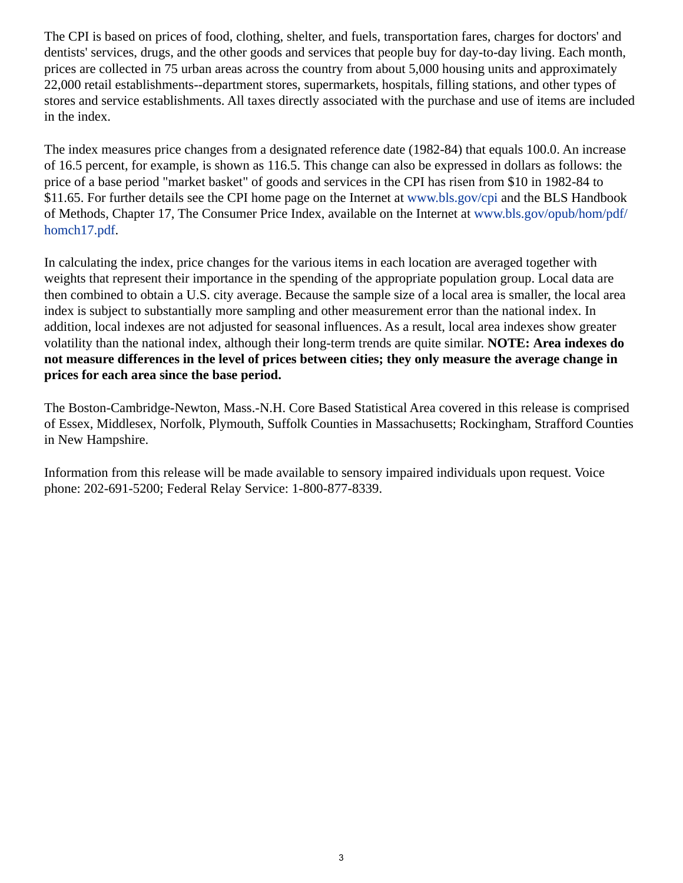The CPI is based on prices of food, clothing, shelter, and fuels, transportation fares, charges for doctors' and dentists' services, drugs, and the other goods and services that people buy for day-to-day living. Each month, prices are collected in 75 urban areas across the country from about 5,000 housing units and approximately 22,000 retail establishments--department stores, supermarkets, hospitals, filling stations, and other types of stores and service establishments. All taxes directly associated with the purchase and use of items are included in the index.

The index measures price changes from a designated reference date (1982-84) that equals 100.0. An increase of 16.5 percent, for example, is shown as 116.5. This change can also be expressed in dollars as follows: the price of a base period "market basket" of goods and services in the CPI has risen from $10 in 1982-84 to $11.65. For further details see the CPI home page on the Internet at www.bls.gov/cpi and the BLS Handbook of Methods, Chapter 17, The Consumer Price Index, available on the Internet at www.bls.gov/opub/hom/pdf/homch17.pdf.

In calculating the index, price changes for the various items in each location are averaged together with weights that represent their importance in the spending of the appropriate population group. Local data are then combined to obtain a U.S. city average. Because the sample size of a local area is smaller, the local area index is subject to substantially more sampling and other measurement error than the national index. In addition, local indexes are not adjusted for seasonal influences. As a result, local area indexes show greater volatility than the national index, although their long-term trends are quite similar. **NOTE: Area indexes do not measure differences in the level of prices between cities; they only measure the average change in prices for each area since the base period.**

The Boston-Cambridge-Newton, Mass.-N.H. Core Based Statistical Area covered in this release is comprised of Essex, Middlesex, Norfolk, Plymouth, Suffolk Counties in Massachusetts; Rockingham, Strafford Counties in New Hampshire.

Information from this release will be made available to sensory impaired individuals upon request. Voice phone: 202-691-5200; Federal Relay Service: 1-800-877-8339.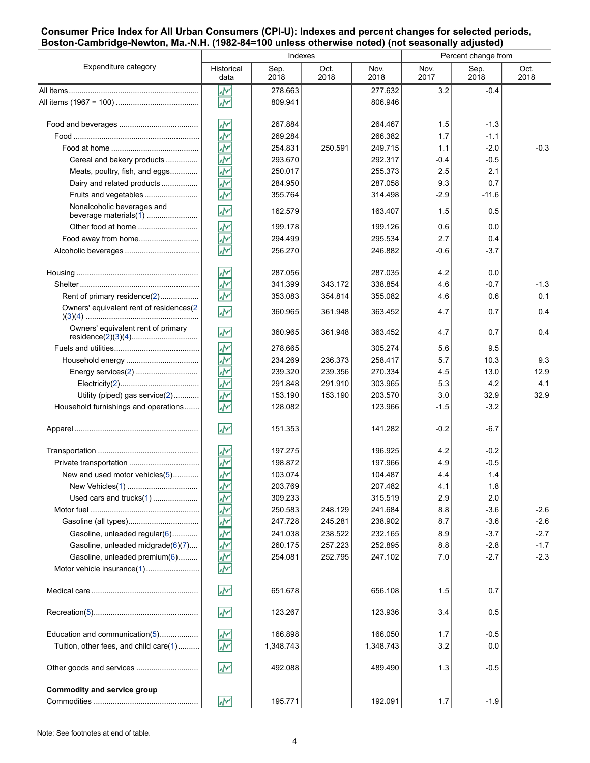**Consumer Price Index for All Urban Consumers (CPI-U): Indexes and percent changes for selected periods, Boston-Cambridge-Newton, Ma.-N.H. (1982-84=100 unless otherwise noted) (not seasonally adjusted)**

| Expenditure category | Indexes | | | | Percent change from | | |
|---|---|---|---|---|---|---|---|
| | Historical data | Sep. 2018 | Oct. 2018 | Nov. 2018 | Nov. 2017 | Sep. 2018 | Oct. 2018 |
| All items | | 278.663 | | 277.632 | 3.2 | -0.4 | |
| All items (1967 = 100) | | 809.941 | | 806.946 | | | |
| Food and beverages | | 267.884 | | 264.467 | 1.5 | -1.3 | |
| Food | | 269.284 | | 266.382 | 1.7 | -1.1 | |
| Food at home | | 254.831 | 250.591 | 249.715 | 1.1 | -2.0 | -0.3 |
| Cereal and bakery products | | 293.670 | | 292.317 | -0.4 | -0.5 | |
| Meats, poultry, fish, and eggs | | 250.017 | | 255.373 | 2.5 | 2.1 | |
| Dairy and related products | | 284.950 | | 287.058 | 9.3 | 0.7 | |
| Fruits and vegetables | | 355.764 | | 314.498 | -2.9 | -11.6 | |
| Nonalcoholic beverages and beverage materials(1) | | 162.579 | | 163.407 | 1.5 | 0.5 | |
| Other food at home | | 199.178 | | 199.126 | 0.6 | 0.0 | |
| Food away from home | | 294.499 | | 295.534 | 2.7 | 0.4 | |
| Alcoholic beverages | | 256.270 | | 246.882 | -0.6 | -3.7 | |
| Housing | | 287.056 | | 287.035 | 4.2 | 0.0 | |
| Shelter | | 341.399 | 343.172 | 338.854 | 4.6 | -0.7 | -1.3 |
| Rent of primary residence(2) | | 353.083 | 354.814 | 355.082 | 4.6 | 0.6 | 0.1 |
| Owners' equivalent rent of residences(2)(3)(4) | | 360.965 | 361.948 | 363.452 | 4.7 | 0.7 | 0.4 |
| Owners' equivalent rent of primary residence(2)(3)(4) | | 360.965 | 361.948 | 363.452 | 4.7 | 0.7 | 0.4 |
| Fuels and utilities | | 278.665 | | 305.274 | 5.6 | 9.5 | |
| Household energy | | 234.269 | 236.373 | 258.417 | 5.7 | 10.3 | 9.3 |
| Energy services(2) | | 239.320 | 239.356 | 270.334 | 4.5 | 13.0 | 12.9 |
| Electricity(2) | | 291.848 | 291.910 | 303.965 | 5.3 | 4.2 | 4.1 |
| Utility (piped) gas service(2) | | 153.190 | 153.190 | 203.570 | 3.0 | 32.9 | 32.9 |
| Household furnishings and operations | | 128.082 | | 123.966 | -1.5 | -3.2 | |
| Apparel | | 151.353 | | 141.282 | -0.2 | -6.7 | |
| Transportation | | 197.275 | | 196.925 | 4.2 | -0.2 | |
| Private transportation | | 198.872 | | 197.966 | 4.9 | -0.5 | |
| New and used motor vehicles(5) | | 103.074 | | 104.487 | 4.4 | 1.4 | |
| New Vehicles(1) | | 203.769 | | 207.482 | 4.1 | 1.8 | |
| Used cars and trucks(1) | | 309.233 | | 315.519 | 2.9 | 2.0 | |
| Motor fuel | | 250.583 | 248.129 | 241.684 | 8.8 | -3.6 | -2.6 |
| Gasoline (all types) | | 247.728 | 245.281 | 238.902 | 8.7 | -3.6 | -2.6 |
| Gasoline, unleaded regular(6) | | 241.038 | 238.522 | 232.165 | 8.9 | -3.7 | -2.7 |
| Gasoline, unleaded midgrade(6)(7) | | 260.175 | 257.223 | 252.895 | 8.8 | -2.8 | -1.7 |
| Gasoline, unleaded premium(6) | | 254.081 | 252.795 | 247.102 | 7.0 | -2.7 | -2.3 |
| Motor vehicle insurance(1) | | | | | | | |
| Medical care | | 651.678 | | 656.108 | 1.5 | 0.7 | |
| Recreation(5) | | 123.267 | | 123.936 | 3.4 | 0.5 | |
| Education and communication(5) | | 166.898 | | 166.050 | 1.7 | -0.5 | |
| Tuition, other fees, and child care(1) | | 1,348.743 | | 1,348.743 | 3.2 | 0.0 | |
| Other goods and services | | 492.088 | | 489.490 | 1.3 | -0.5 | |
| **Commodity and service group** | | | | | | | |
| Commodities | | 195.771 | | 192.091 | 1.7 | -1.9 | |

Note: See footnotes at end of table.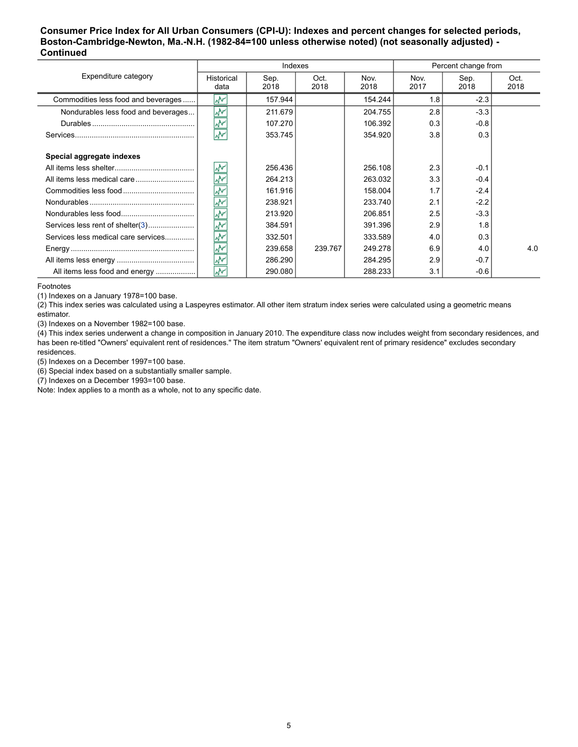**Consumer Price Index for All Urban Consumers (CPI-U): Indexes and percent changes for selected periods, Boston-Cambridge-Newton, Ma.-N.H. (1982-84=100 unless otherwise noted) (not seasonally adjusted) - Continued**

| Expenditure category | Indexes | | | | Percent change from | | |
|---|---|---|---|---|---|---|---|
| | Historical data | Sep. 2018 | Oct. 2018 | Nov. 2018 | Nov. 2017 | Sep. 2018 | Oct. 2018 |
| Commodities less food and beverages | | 157.944 | | 154.244 | 1.8 | -2.3 | |
| Nondurables less food and beverages | | 211.679 | | 204.755 | 2.8 | -3.3 | |
| Durables | | 107.270 | | 106.392 | 0.3 | -0.8 | |
| Services | | 353.745 | | 354.920 | 3.8 | 0.3 | |
| **Special aggregate indexes** | | | | | | | |
| All items less shelter | | 256.436 | | 256.108 | 2.3 | -0.1 | |
| All items less medical care | | 264.213 | | 263.032 | 3.3 | -0.4 | |
| Commodities less food | | 161.916 | | 158.004 | 1.7 | -2.4 | |
| Nondurables | | 238.921 | | 233.740 | 2.1 | -2.2 | |
| Nondurables less food | | 213.920 | | 206.851 | 2.5 | -3.3 | |
| Services less rent of shelter(3) | | 384.591 | | 391.396 | 2.9 | 1.8 | |
| Services less medical care services | | 332.501 | | 333.589 | 4.0 | 0.3 | |
| Energy | | 239.658 | 239.767 | 249.278 | 6.9 | 4.0 | 4.0 |
| All items less energy | | 286.290 | | 284.295 | 2.9 | -0.7 | |
| All items less food and energy | | 290.080 | | 288.233 | 3.1 | -0.6 | |

Footnotes

(1) Indexes on a January 1978=100 base.

(2) This index series was calculated using a Laspeyres estimator. All other item stratum index series were calculated using a geometric means estimator.

(3) Indexes on a November 1982=100 base.

(4) This index series underwent a change in composition in January 2010. The expenditure class now includes weight from secondary residences, and has been re-titled "Owners' equivalent rent of residences." The item stratum "Owners' equivalent rent of primary residence" excludes secondary residences.

(5) Indexes on a December 1997=100 base.

(6) Special index based on a substantially smaller sample.

(7) Indexes on a December 1993=100 base.

Note: Index applies to a month as a whole, not to any specific date.